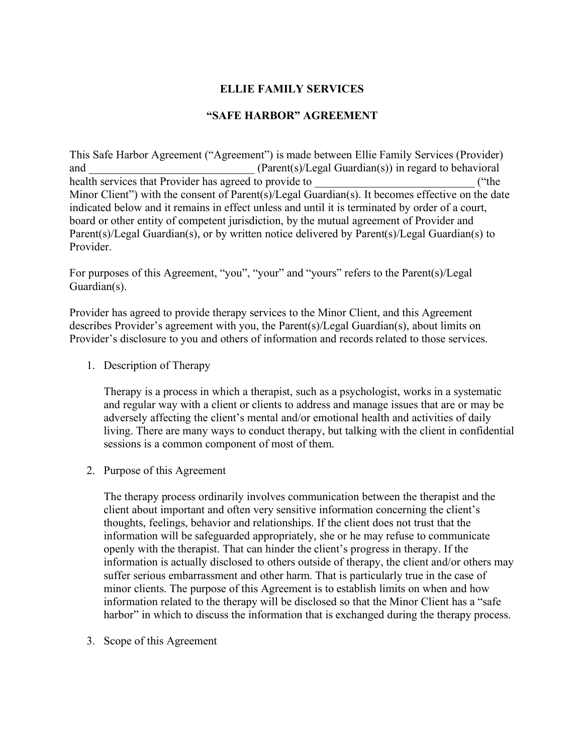# ELLIE FAMILY SERVICES

## "SAFE HARBOR" AGREEMENT

This Safe Harbor Agreement ("Agreement") is made between Ellie Family Services (Provider) and ____________________________ (Parent(s)/Legal Guardian(s)) in regard to behavioral health services that Provider has agreed to provide to ____________________________ ("the Minor Client") with the consent of Parent(s)/Legal Guardian(s). It becomes effective on the date indicated below and it remains in effect unless and until it is terminated by order of a court, board or other entity of competent jurisdiction, by the mutual agreement of Provider and Parent(s)/Legal Guardian(s), or by written notice delivered by Parent(s)/Legal Guardian(s) to Provider.

For purposes of this Agreement, "you", "your" and "yours" refers to the Parent(s)/Legal Guardian(s).

Provider has agreed to provide therapy services to the Minor Client, and this Agreement describes Provider's agreement with you, the Parent(s)/Legal Guardian(s), about limits on Provider's disclosure to you and others of information and records related to those services.

1. Description of Therapy

   Therapy is a process in which a therapist, such as a psychologist, works in a systematic and regular way with a client or clients to address and manage issues that are or may be adversely affecting the client's mental and/or emotional health and activities of daily living. There are many ways to conduct therapy, but talking with the client in confidential sessions is a common component of most of them.

2. Purpose of this Agreement

   The therapy process ordinarily involves communication between the therapist and the client about important and often very sensitive information concerning the client's thoughts, feelings, behavior and relationships. If the client does not trust that the information will be safeguarded appropriately, she or he may refuse to communicate openly with the therapist. That can hinder the client's progress in therapy. If the information is actually disclosed to others outside of therapy, the client and/or others may suffer serious embarrassment and other harm. That is particularly true in the case of minor clients. The purpose of this Agreement is to establish limits on when and how information related to the therapy will be disclosed so that the Minor Client has a "safe harbor" in which to discuss the information that is exchanged during the therapy process.

3. Scope of this Agreement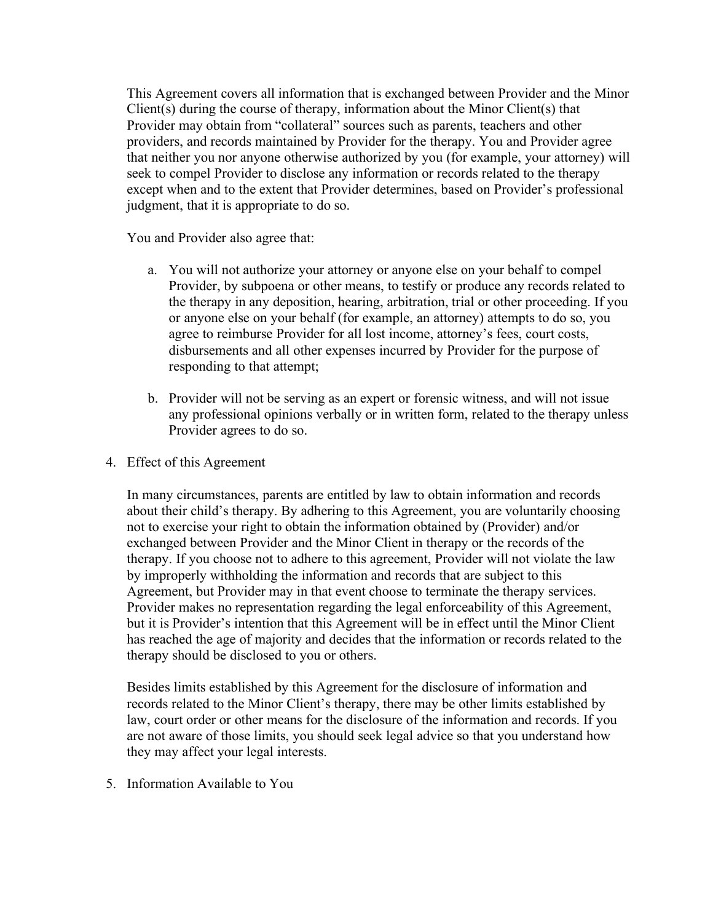This Agreement covers all information that is exchanged between Provider and the Minor Client(s) during the course of therapy, information about the Minor Client(s) that Provider may obtain from "collateral" sources such as parents, teachers and other providers, and records maintained by Provider for the therapy. You and Provider agree that neither you nor anyone otherwise authorized by you (for example, your attorney) will seek to compel Provider to disclose any information or records related to the therapy except when and to the extent that Provider determines, based on Provider's professional judgment, that it is appropriate to do so.

You and Provider also agree that:

a. You will not authorize your attorney or anyone else on your behalf to compel Provider, by subpoena or other means, to testify or produce any records related to the therapy in any deposition, hearing, arbitration, trial or other proceeding. If you or anyone else on your behalf (for example, an attorney) attempts to do so, you agree to reimburse Provider for all lost income, attorney's fees, court costs, disbursements and all other expenses incurred by Provider for the purpose of responding to that attempt;

b. Provider will not be serving as an expert or forensic witness, and will not issue any professional opinions verbally or in written form, related to the therapy unless Provider agrees to do so.

4. Effect of this Agreement

In many circumstances, parents are entitled by law to obtain information and records about their child's therapy. By adhering to this Agreement, you are voluntarily choosing not to exercise your right to obtain the information obtained by (Provider) and/or exchanged between Provider and the Minor Client in therapy or the records of the therapy. If you choose not to adhere to this agreement, Provider will not violate the law by improperly withholding the information and records that are subject to this Agreement, but Provider may in that event choose to terminate the therapy services. Provider makes no representation regarding the legal enforceability of this Agreement, but it is Provider's intention that this Agreement will be in effect until the Minor Client has reached the age of majority and decides that the information or records related to the therapy should be disclosed to you or others.

Besides limits established by this Agreement for the disclosure of information and records related to the Minor Client's therapy, there may be other limits established by law, court order or other means for the disclosure of the information and records. If you are not aware of those limits, you should seek legal advice so that you understand how they may affect your legal interests.

5. Information Available to You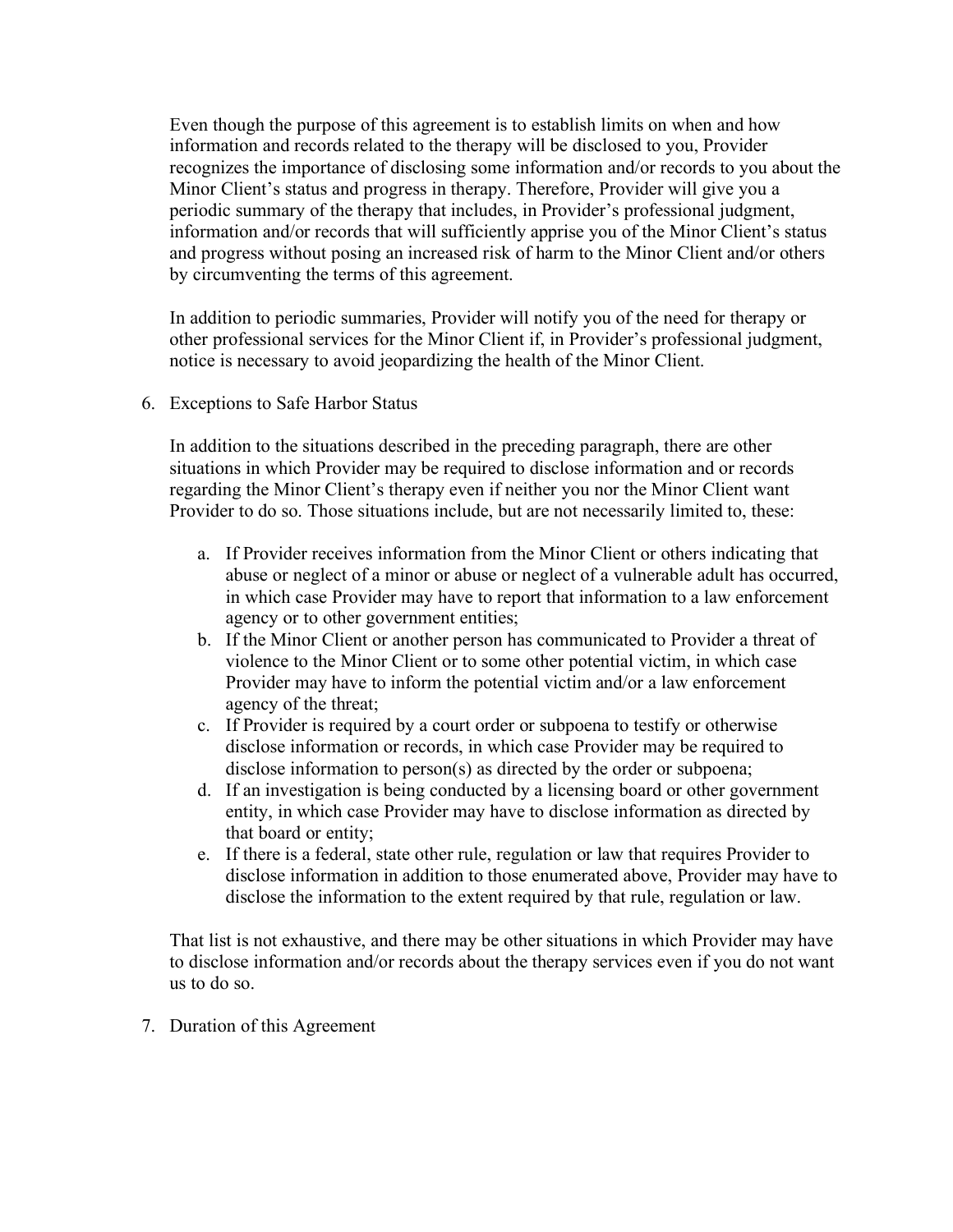Even though the purpose of this agreement is to establish limits on when and how information and records related to the therapy will be disclosed to you, Provider recognizes the importance of disclosing some information and/or records to you about the Minor Client's status and progress in therapy. Therefore, Provider will give you a periodic summary of the therapy that includes, in Provider's professional judgment, information and/or records that will sufficiently apprise you of the Minor Client's status and progress without posing an increased risk of harm to the Minor Client and/or others by circumventing the terms of this agreement.

In addition to periodic summaries, Provider will notify you of the need for therapy or other professional services for the Minor Client if, in Provider's professional judgment, notice is necessary to avoid jeopardizing the health of the Minor Client.

6. Exceptions to Safe Harbor Status

   In addition to the situations described in the preceding paragraph, there are other situations in which Provider may be required to disclose information and or records regarding the Minor Client's therapy even if neither you nor the Minor Client want Provider to do so. Those situations include, but are not necessarily limited to, these:

   a. If Provider receives information from the Minor Client or others indicating that abuse or neglect of a minor or abuse or neglect of a vulnerable adult has occurred, in which case Provider may have to report that information to a law enforcement agency or to other government entities;
   b. If the Minor Client or another person has communicated to Provider a threat of violence to the Minor Client or to some other potential victim, in which case Provider may have to inform the potential victim and/or a law enforcement agency of the threat;
   c. If Provider is required by a court order or subpoena to testify or otherwise disclose information or records, in which case Provider may be required to disclose information to person(s) as directed by the order or subpoena;
   d. If an investigation is being conducted by a licensing board or other government entity, in which case Provider may have to disclose information as directed by that board or entity;
   e. If there is a federal, state other rule, regulation or law that requires Provider to disclose information in addition to those enumerated above, Provider may have to disclose the information to the extent required by that rule, regulation or law.

   That list is not exhaustive, and there may be other situations in which Provider may have to disclose information and/or records about the therapy services even if you do not want us to do so.

7. Duration of this Agreement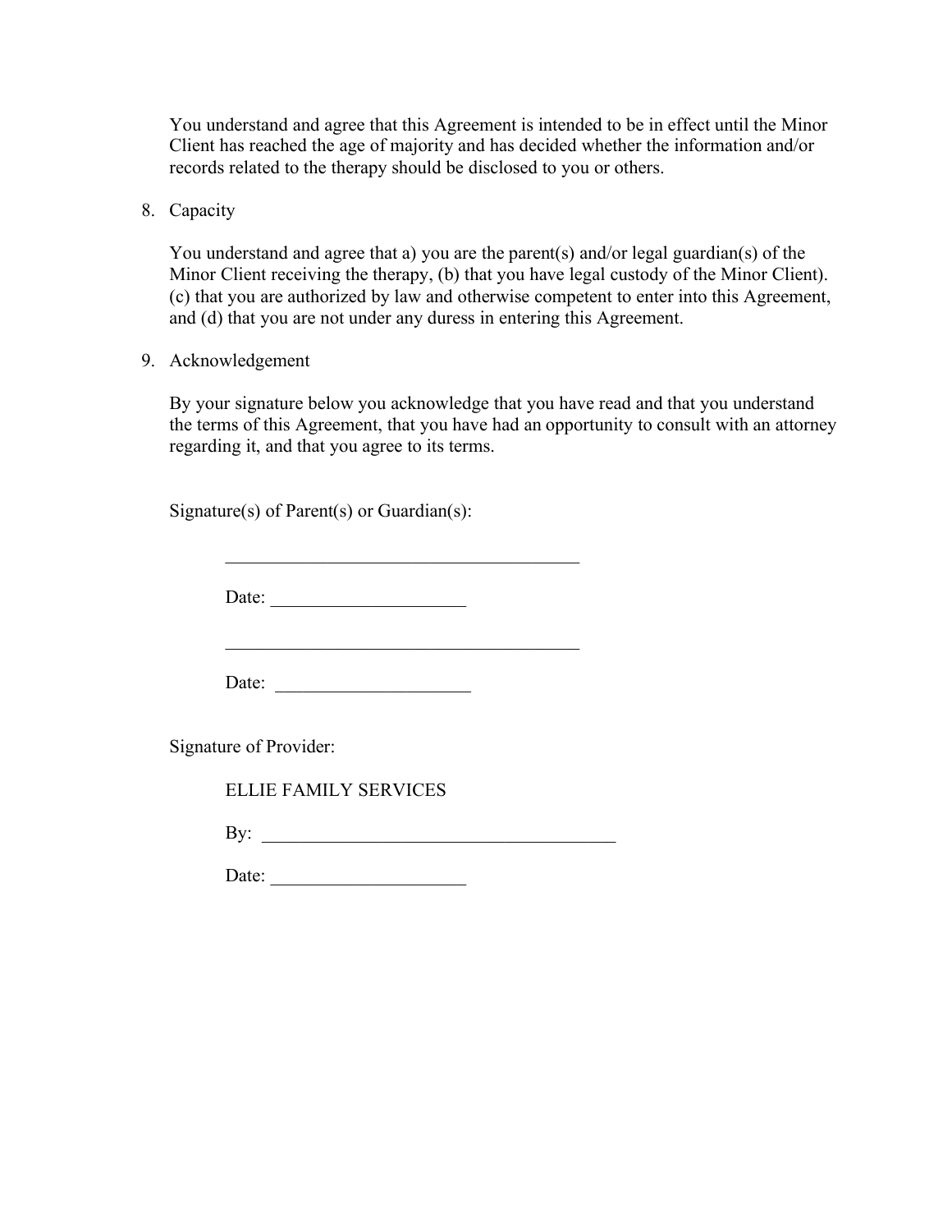You understand and agree that this Agreement is intended to be in effect until the Minor Client has reached the age of majority and has decided whether the information and/or records related to the therapy should be disclosed to you or others.

8. Capacity

   You understand and agree that a) you are the parent(s) and/or legal guardian(s) of the Minor Client receiving the therapy, (b) that you have legal custody of the Minor Client). (c) that you are authorized by law and otherwise competent to enter into this Agreement, and (d) that you are not under any duress in entering this Agreement.

9. Acknowledgement

   By your signature below you acknowledge that you have read and that you understand the terms of this Agreement, that you have had an opportunity to consult with an attorney regarding it, and that you agree to its terms.

Signature(s) of Parent(s) or Guardian(s):

_______________________________________

Date: _____________________

_______________________________________

Date: _____________________

Signature of Provider:

ELLIE FAMILY SERVICES

By: _______________________________________

Date: _____________________